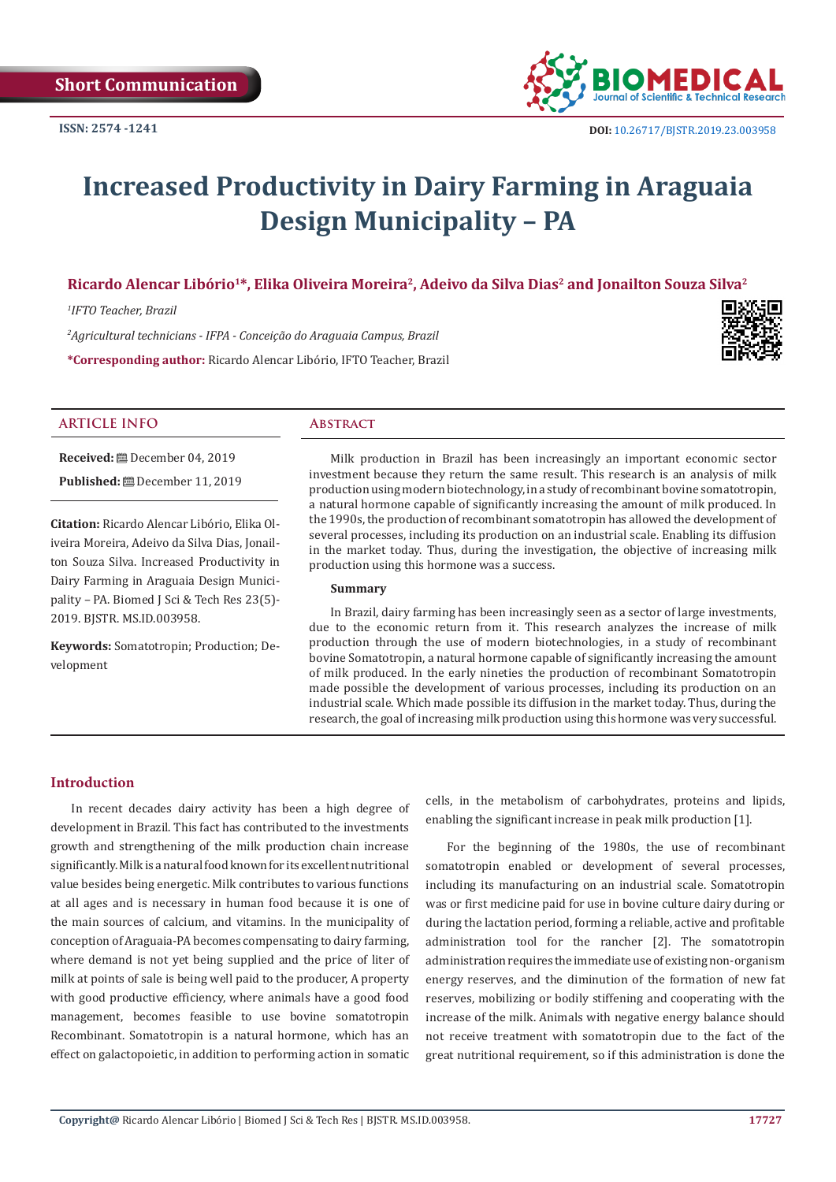Short Communication

ISSN: 2574 -1241

DOI: 10.26717/BJSTR.2019.23.003958

# Increased Productivity in Dairy Farming in Araguaia Design Municipality – PA

**Ricardo Alencar Libório[1]*, Elika Oliveira Moreira[2], Adeivo da Silva Dias[2] and Jonailton Souza Silva[2]**

[1]*IFTO Teacher, Brazil*

[2]*Agricultural technicians - IFPA - Conceição do Araguaia Campus, Brazil*

***Corresponding author:** Ricardo Alencar Libório, IFTO Teacher, Brazil

## Article Info

**Received:** December 04, 2019

**Published:** December 11, 2019

**Citation:** Ricardo Alencar Libório, Elika Oliveira Moreira, Adeivo da Silva Dias, Jonailton Souza Silva. Increased Productivity in Dairy Farming in Araguaia Design Municipality – PA. Biomed J Sci & Tech Res 23(5)-2019. BJSTR. MS.ID.003958.

**Keywords:** Somatotropin; Production; Development

## Abstract

Milk production in Brazil has been increasingly an important economic sector investment because they return the same result. This research is an analysis of milk production using modern biotechnology, in a study of recombinant bovine somatotropin, a natural hormone capable of significantly increasing the amount of milk produced. In the 1990s, the production of recombinant somatotropin has allowed the development of several processes, including its production on an industrial scale. Enabling its diffusion in the market today. Thus, during the investigation, the objective of increasing milk production using this hormone was a success.

**Summary**

In Brazil, dairy farming has been increasingly seen as a sector of large investments, due to the economic return from it. This research analyzes the increase of milk production through the use of modern biotechnologies, in a study of recombinant bovine Somatotropin, a natural hormone capable of significantly increasing the amount of milk produced. In the early nineties the production of recombinant Somatotropin made possible the development of various processes, including its production on an industrial scale. Which made possible its diffusion in the market today. Thus, during the research, the goal of increasing milk production using this hormone was very successful.

## Introduction

In recent decades dairy activity has been a high degree of development in Brazil. This fact has contributed to the investments growth and strengthening of the milk production chain increase significantly. Milk is a natural food known for its excellent nutritional value besides being energetic. Milk contributes to various functions at all ages and is necessary in human food because it is one of the main sources of calcium, and vitamins. In the municipality of conception of Araguaia-PA becomes compensating to dairy farming, where demand is not yet being supplied and the price of liter of milk at points of sale is being well paid to the producer, A property with good productive efficiency, where animals have a good food management, becomes feasible to use bovine somatotropin Recombinant. Somatotropin is a natural hormone, which has an effect on galactopoietic, in addition to performing action in somatic cells, in the metabolism of carbohydrates, proteins and lipids, enabling the significant increase in peak milk production [1].

For the beginning of the 1980s, the use of recombinant somatotropin enabled or development of several processes, including its manufacturing on an industrial scale. Somatotropin was or first medicine paid for use in bovine culture dairy during or during the lactation period, forming a reliable, active and profitable administration tool for the rancher [2]. The somatotropin administration requires the immediate use of existing non-organism energy reserves, and the diminution of the formation of new fat reserves, mobilizing or bodily stiffening and cooperating with the increase of the milk. Animals with negative energy balance should not receive treatment with somatotropin due to the fact of the great nutritional requirement, so if this administration is done the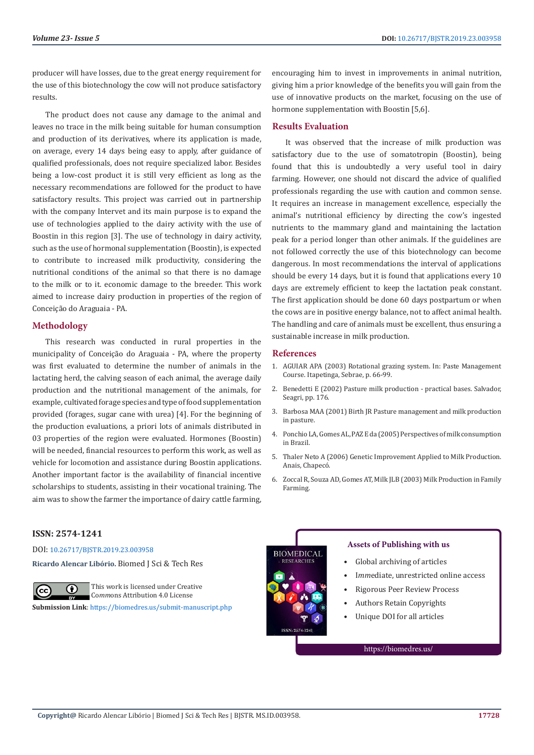producer will have losses, due to the great energy requirement for the use of this biotechnology the cow will not produce satisfactory results.

The product does not cause any damage to the animal and leaves no trace in the milk being suitable for human consumption and production of its derivatives, where its application is made, on average, every 14 days being easy to apply, after guidance of qualified professionals, does not require specialized labor. Besides being a low-cost product it is still very efficient as long as the necessary recommendations are followed for the product to have satisfactory results. This project was carried out in partnership with the company Intervet and its main purpose is to expand the use of technologies applied to the dairy activity with the use of Boostin in this region [3]. The use of technology in dairy activity, such as the use of hormonal supplementation (Boostin), is expected to contribute to increased milk productivity, considering the nutritional conditions of the animal so that there is no damage to the milk or to it. economic damage to the breeder. This work aimed to increase dairy production in properties of the region of Conceição do Araguaia - PA.

## Methodology

This research was conducted in rural properties in the municipality of Conceição do Araguaia - PA, where the property was first evaluated to determine the number of animals in the lactating herd, the calving season of each animal, the average daily production and the nutritional management of the animals, for example, cultivated forage species and type of food supplementation provided (forages, sugar cane with urea) [4]. For the beginning of the production evaluations, a priori lots of animals distributed in 03 properties of the region were evaluated. Hormones (Boostin) will be needed, financial resources to perform this work, as well as vehicle for locomotion and assistance during Boostin applications. Another important factor is the availability of financial incentive scholarships to students, assisting in their vocational training. The aim was to show the farmer the importance of dairy cattle farming, encouraging him to invest in improvements in animal nutrition, giving him a prior knowledge of the benefits you will gain from the use of innovative products on the market, focusing on the use of hormone supplementation with Boostin [5,6].

## Results Evaluation

It was observed that the increase of milk production was satisfactory due to the use of somatotropin (Boostin), being found that this is undoubtedly a very useful tool in dairy farming. However, one should not discard the advice of qualified professionals regarding the use with caution and common sense. It requires an increase in management excellence, especially the animal's nutritional efficiency by directing the cow's ingested nutrients to the mammary gland and maintaining the lactation peak for a period longer than other animals. If the guidelines are not followed correctly the use of this biotechnology can become dangerous. In most recommendations the interval of applications should be every 14 days, but it is found that applications every 10 days are extremely efficient to keep the lactation peak constant. The first application should be done 60 days postpartum or when the cows are in positive energy balance, not to affect animal health. The handling and care of animals must be excellent, thus ensuring a sustainable increase in milk production.

## References

1. AGUIAR APA (2003) Rotational grazing system. In: Paste Management Course. Itapetinga, Sebrae, p. 66-99.
2. Benedetti E (2002) Pasture milk production - practical bases. Salvador, Seagri, pp. 176.
3. Barbosa MAA (2001) Birth JR Pasture management and milk production in pasture.
4. Ponchio LA, Gomes AL, PAZ E da (2005) Perspectives of milk consumption in Brazil.
5. Thaler Neto A (2006) Genetic Improvement Applied to Milk Production. Anais, Chapecó.
6. Zoccal R, Souza AD, Gomes AT, Milk JLB (2003) Milk Production in Family Farming.

**ISSN: 2574-1241**

DOI: 10.26717/BJSTR.2019.23.003958

**Ricardo Alencar Libório.** Biomed J Sci & Tech Res

This work is licensed under Creative Commons Attribution 4.0 License

**Submission Link**: https://biomedres.us/submit-manuscript.php

**Assets of Publishing with us**

- Global archiving of articles
- Immediate, unrestricted online access
- Rigorous Peer Review Process
- Authors Retain Copyrights
- Unique DOI for all articles

https://biomedres.us/